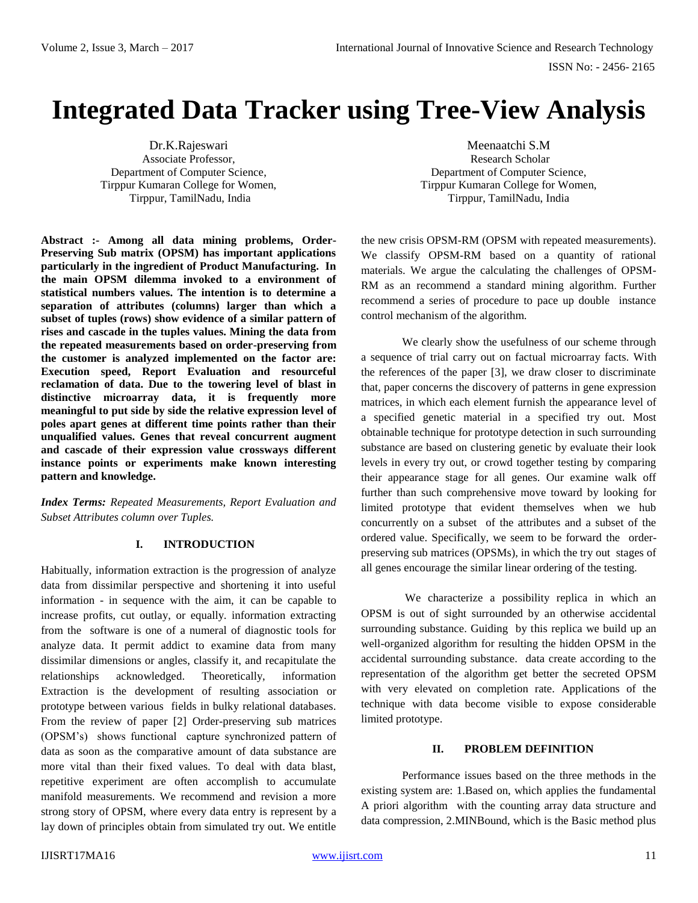# Integrated Data Tracker using Tree-View Analysis

Dr.K.Rajeswari
Associate Professor,
Department of Computer Science,
Tirppur Kumaran College for Women,
Tirppur, TamilNadu, India

Meenaatchi S.M
Research Scholar
Department of Computer Science,
Tirppur Kumaran College for Women,
Tirppur, TamilNadu, India

**Abstract :- Among all data mining problems, Order-Preserving Sub matrix (OPSM) has important applications particularly in the ingredient of Product Manufacturing. In the main OPSM dilemma invoked to a environment of statistical numbers values. The intention is to determine a separation of attributes (columns) larger than which a subset of tuples (rows) show evidence of a similar pattern of rises and cascade in the tuples values. Mining the data from the repeated measurements based on order-preserving from the customer is analyzed implemented on the factor are: Execution speed, Report Evaluation and resourceful reclamation of data. Due to the towering level of blast in distinctive microarray data, it is frequently more meaningful to put side by side the relative expression level of poles apart genes at different time points rather than their unqualified values. Genes that reveal concurrent augment and cascade of their expression value crossways different instance points or experiments make known interesting pattern and knowledge.**

***Index Terms:*** *Repeated Measurements, Report Evaluation and Subset Attributes column over Tuples.*

## I. INTRODUCTION

Habitually, information extraction is the progression of analyze data from dissimilar perspective and shortening it into useful information - in sequence with the aim, it can be capable to increase profits, cut outlay, or equally. information extracting from the software is one of a numeral of diagnostic tools for analyze data. It permit addict to examine data from many dissimilar dimensions or angles, classify it, and recapitulate the relationships acknowledged. Theoretically, information Extraction is the development of resulting association or prototype between various fields in bulky relational databases. From the review of paper [2] Order-preserving sub matrices (OPSM's) shows functional capture synchronized pattern of data as soon as the comparative amount of data substance are more vital than their fixed values. To deal with data blast, repetitive experiment are often accomplish to accumulate manifold measurements. We recommend and revision a more strong story of OPSM, where every data entry is represent by a lay down of principles obtain from simulated try out. We entitle the new crisis OPSM-RM (OPSM with repeated measurements). We classify OPSM-RM based on a quantity of rational materials. We argue the calculating the challenges of OPSM-RM as an recommend a standard mining algorithm. Further recommend a series of procedure to pace up double instance control mechanism of the algorithm.

We clearly show the usefulness of our scheme through a sequence of trial carry out on factual microarray facts. With the references of the paper [3], we draw closer to discriminate that, paper concerns the discovery of patterns in gene expression matrices, in which each element furnish the appearance level of a specified genetic material in a specified try out. Most obtainable technique for prototype detection in such surrounding substance are based on clustering genetic by evaluate their look levels in every try out, or crowd together testing by comparing their appearance stage for all genes. Our examine walk off further than such comprehensive move toward by looking for limited prototype that evident themselves when we hub concurrently on a subset of the attributes and a subset of the ordered value. Specifically, we seem to be forward the order-preserving sub matrices (OPSMs), in which the try out stages of all genes encourage the similar linear ordering of the testing.

We characterize a possibility replica in which an OPSM is out of sight surrounded by an otherwise accidental surrounding substance. Guiding by this replica we build up an well-organized algorithm for resulting the hidden OPSM in the accidental surrounding substance. data create according to the representation of the algorithm get better the secreted OPSM with very elevated on completion rate. Applications of the technique with data become visible to expose considerable limited prototype.

## II. PROBLEM DEFINITION

Performance issues based on the three methods in the existing system are: 1.Based on, which applies the fundamental A priori algorithm with the counting array data structure and data compression, 2.MINBound, which is the Basic method plus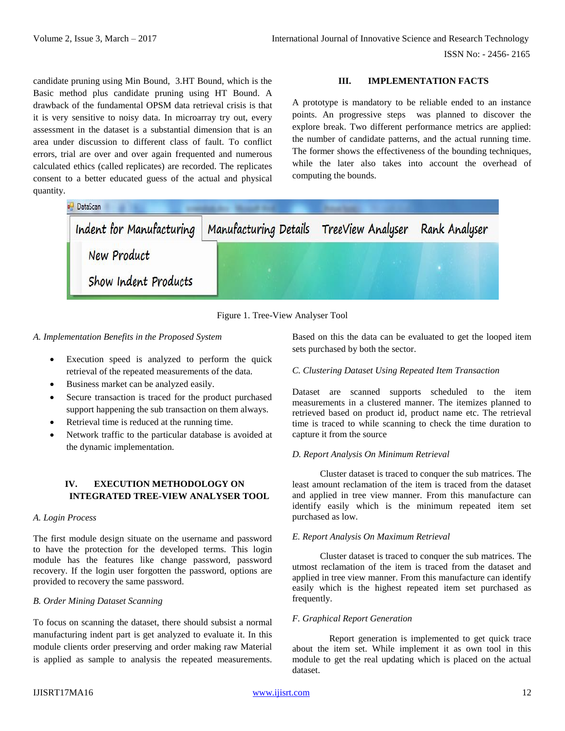candidate pruning using Min Bound, 3.HT Bound, which is the Basic method plus candidate pruning using HT Bound. A drawback of the fundamental OPSM data retrieval crisis is that it is very sensitive to noisy data. In microarray try out, every assessment in the dataset is a substantial dimension that is an area under discussion to different class of fault. To conflict errors, trial are over and over again frequented and numerous calculated ethics (called replicates) are recorded. The replicates consent to a better educated guess of the actual and physical quantity.

## III. IMPLEMENTATION FACTS

A prototype is mandatory to be reliable ended to an instance points. An progressive steps was planned to discover the explore break. Two different performance metrics are applied: the number of candidate patterns, and the actual running time. The former shows the effectiveness of the bounding techniques, while the later also takes into account the overhead of computing the bounds.

Figure 1. Tree-View Analyser Tool

### *A. Implementation Benefits in the Proposed System*

- Execution speed is analyzed to perform the quick retrieval of the repeated measurements of the data.
- Business market can be analyzed easily.
- Secure transaction is traced for the product purchased support happening the sub transaction on them always.
- Retrieval time is reduced at the running time.
- Network traffic to the particular database is avoided at the dynamic implementation.

## IV. EXECUTION METHODOLOGY ON INTEGRATED TREE-VIEW ANALYSER TOOL

### *A. Login Process*

The first module design situate on the username and password to have the protection for the developed terms. This login module has the features like change password, password recovery. If the login user forgotten the password, options are provided to recovery the same password.

### *B. Order Mining Dataset Scanning*

To focus on scanning the dataset, there should subsist a normal manufacturing indent part is get analyzed to evaluate it. In this module clients order preserving and order making raw Material is applied as sample to analysis the repeated measurements. Based on this the data can be evaluated to get the looped item sets purchased by both the sector.

### *C. Clustering Dataset Using Repeated Item Transaction*

Dataset are scanned supports scheduled to the item measurements in a clustered manner. The itemizes planned to retrieved based on product id, product name etc. The retrieval time is traced to while scanning to check the time duration to capture it from the source

### *D. Report Analysis On Minimum Retrieval*

Cluster dataset is traced to conquer the sub matrices. The least amount reclamation of the item is traced from the dataset and applied in tree view manner. From this manufacture can identify easily which is the minimum repeated item set purchased as low.

### *E. Report Analysis On Maximum Retrieval*

Cluster dataset is traced to conquer the sub matrices. The utmost reclamation of the item is traced from the dataset and applied in tree view manner. From this manufacture can identify easily which is the highest repeated item set purchased as frequently.

### *F. Graphical Report Generation*

Report generation is implemented to get quick trace about the item set. While implement it as own tool in this module to get the real updating which is placed on the actual dataset.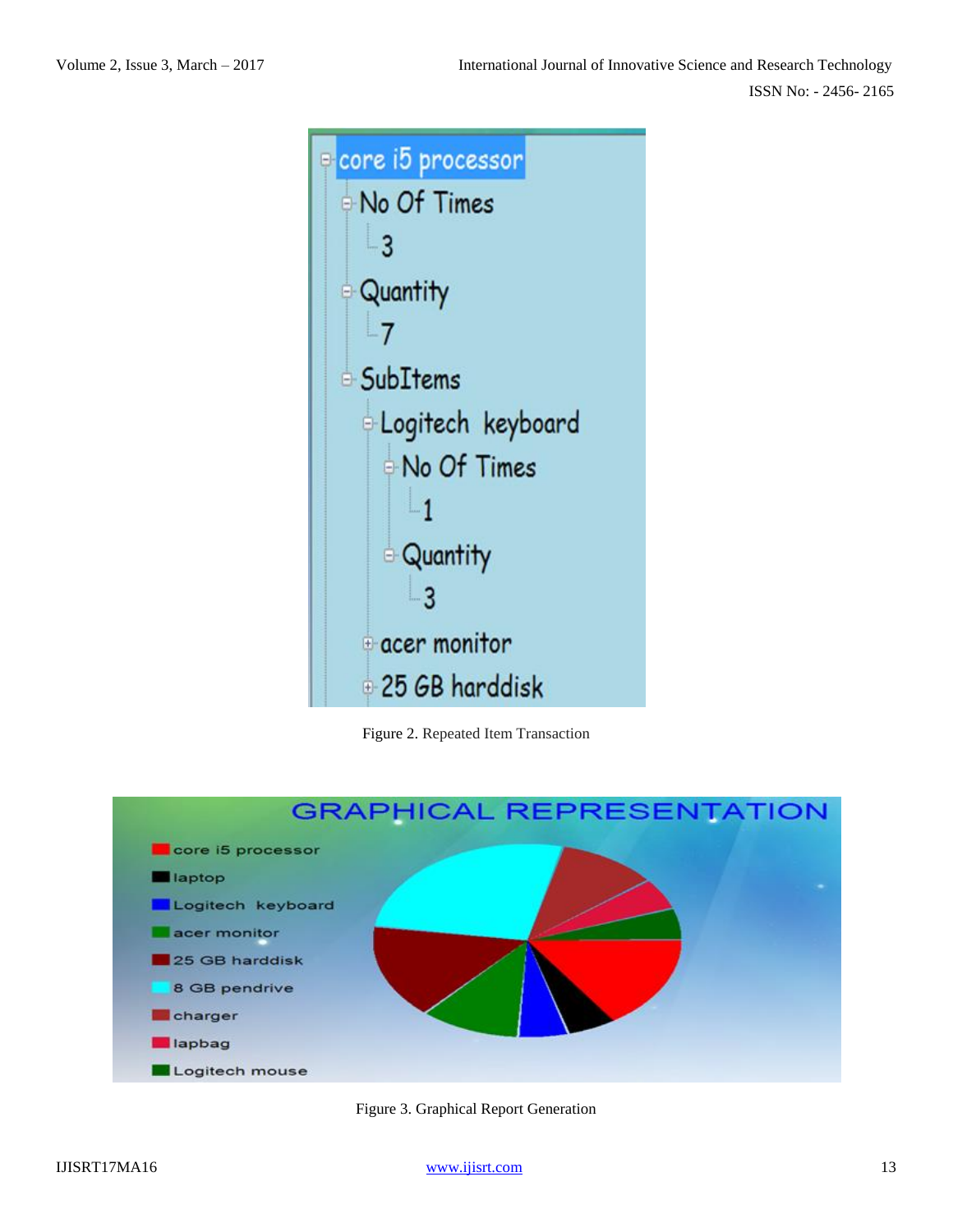Figure 2. Repeated Item Transaction

Figure 3. Graphical Report Generation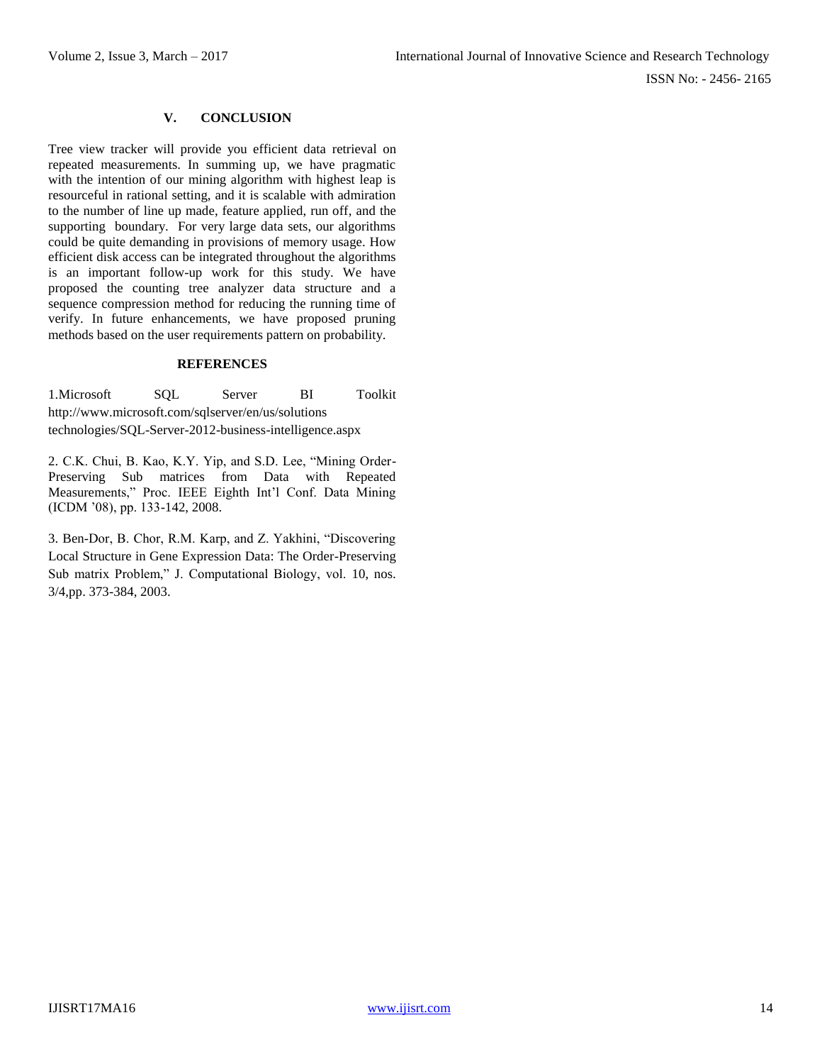## V. CONCLUSION

Tree view tracker will provide you efficient data retrieval on repeated measurements. In summing up, we have pragmatic with the intention of our mining algorithm with highest leap is resourceful in rational setting, and it is scalable with admiration to the number of line up made, feature applied, run off, and the supporting boundary. For very large data sets, our algorithms could be quite demanding in provisions of memory usage. How efficient disk access can be integrated throughout the algorithms is an important follow-up work for this study. We have proposed the counting tree analyzer data structure and a sequence compression method for reducing the running time of verify. In future enhancements, we have proposed pruning methods based on the user requirements pattern on probability.

## REFERENCES

1. Microsoft SQL Server BI Toolkit http://www.microsoft.com/sqlserver/en/us/solutions technologies/SQL-Server-2012-business-intelligence.aspx

2. C.K. Chui, B. Kao, K.Y. Yip, and S.D. Lee, "Mining Order-Preserving Sub matrices from Data with Repeated Measurements," Proc. IEEE Eighth Int'l Conf. Data Mining (ICDM '08), pp. 133-142, 2008.

3. Ben-Dor, B. Chor, R.M. Karp, and Z. Yakhini, "Discovering Local Structure in Gene Expression Data: The Order-Preserving Sub matrix Problem," J. Computational Biology, vol. 10, nos. 3/4,pp. 373-384, 2003.